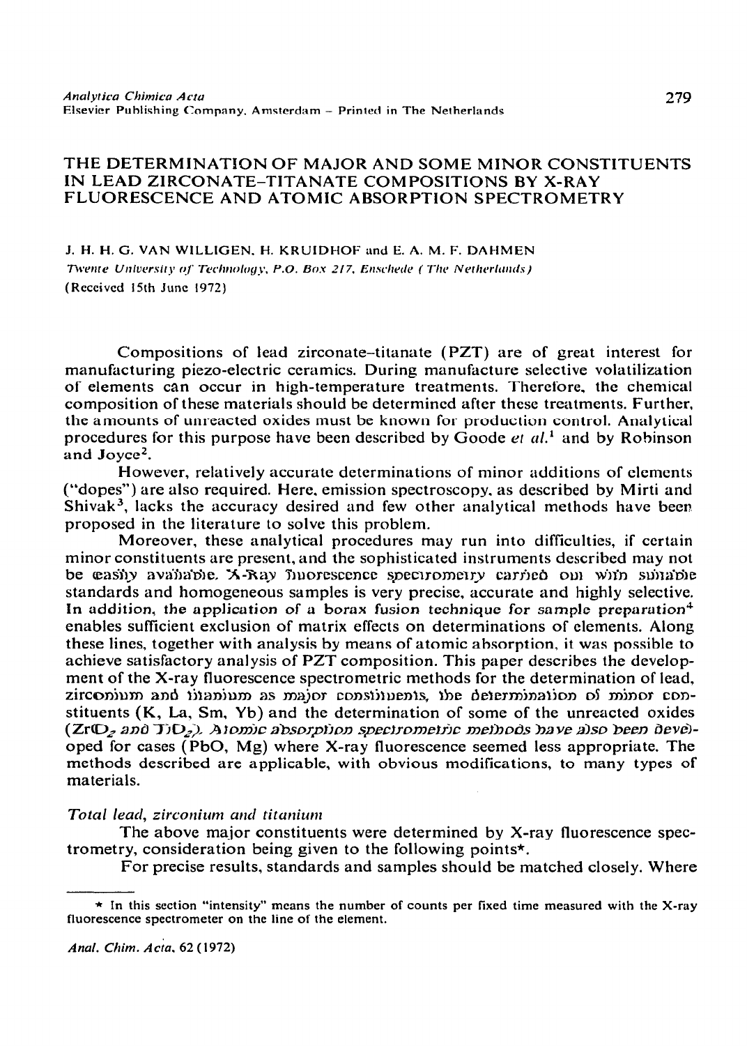# THE DETERMINATION OF MAJOR AND SOME MINOR CONSTITUENTS IN LEAD ZIRCONATE–TITANATE COMPOSITIONS BY X-RAY FLUORESCENCE AND ATOMIC ABSORPTION SPECTROMETRY

J. H. H. G. VAN WILLIGEN, H. KRUIDHOF and E. A. M. F. DAHMEN

*Twente University of Technology, P.O. Box 217, Enschede (The Netherlands)*

(Received 15th June 1972)

Compositions of lead zirconate–titanate (PZT) are of great interest for manufacturing piezo-electric ceramics. During manufacture selective volatilization of elements can occur in high-temperature treatments. Therefore, the chemical composition of these materials should be determined after these treatments. Further, the amounts of unreacted oxides must be known for production control. Analytical procedures for this purpose have been described by Goode *et al.*[1] and by Robinson and Joyce[2].

However, relatively accurate determinations of minor additions of elements ("dopes") are also required. Here, emission spectroscopy, as described by Mirti and Shivak[3], lacks the accuracy desired and few other analytical methods have been proposed in the literature to solve this problem.

Moreover, these analytical procedures may run into difficulties, if certain minor constituents are present, and the sophisticated instruments described may not be easily available. X-Ray fluorescence spectrometry carried out with suitable standards and homogeneous samples is very precise, accurate and highly selective. In addition, the application of a borax fusion technique for sample preparation[4] enables sufficient exclusion of matrix effects on determinations of elements. Along these lines, together with analysis by means of atomic absorption, it was possible to achieve satisfactory analysis of PZT composition. This paper describes the development of the X-ray fluorescence spectrometric methods for the determination of lead, zirconium and titanium as major constituents, the determination of minor constituents (K, La, Sm, Yb) and the determination of some of the unreacted oxides ($ZrO_2$ and $TiO_2$). Atomic absorption spectrometric methods have also been developed for cases (PbO, Mg) where X-ray fluorescence seemed less appropriate. The methods described are applicable, with obvious modifications, to many types of materials.

### *Total lead, zirconium and titanium*

The above major constituents were determined by X-ray fluorescence spectrometry, consideration being given to the following points*.

For precise results, standards and samples should be matched closely. Where

* In this section "intensity" means the number of counts per fixed time measured with the X-ray fluorescence spectrometer on the line of the element.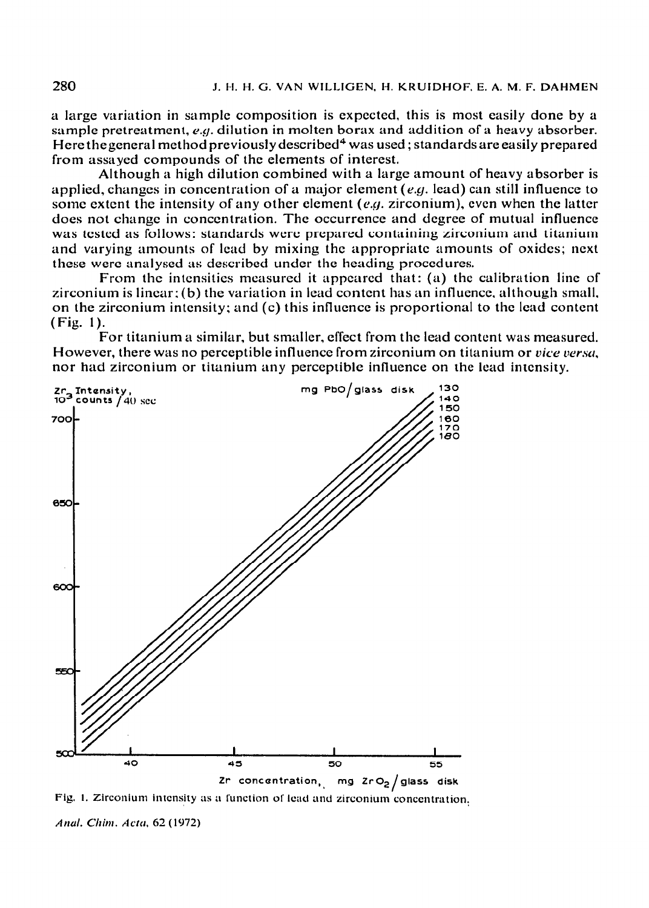a large variation in sample composition is expected, this is most easily done by a sample pretreatment, *e.g.* dilution in molten borax and addition of a heavy absorber. Here the general method previously described[4] was used; standards are easily prepared from assayed compounds of the elements of interest.

Although a high dilution combined with a large amount of heavy absorber is applied, changes in concentration of a major element (*e.g.* lead) can still influence to some extent the intensity of any other element (*e.g.* zirconium), even when the latter does not change in concentration. The occurrence and degree of mutual influence was tested as follows: standards were prepared containing zirconium and titanium and varying amounts of lead by mixing the appropriate amounts of oxides; next these were analysed as described under the heading procedures.

From the intensities measured it appeared that: (a) the calibration line of zirconium is linear; (b) the variation in lead content has an influence, although small, on the zirconium intensity; and (c) this influence is proportional to the lead content (Fig. 1).

For titanium a similar, but smaller, effect from the lead content was measured. However, there was no perceptible influence from zirconium on titanium or *vice versa*, nor had zirconium or titanium any perceptible influence on the lead intensity.

Fig. 1. Zirconium intensity as a function of lead and zirconium concentration.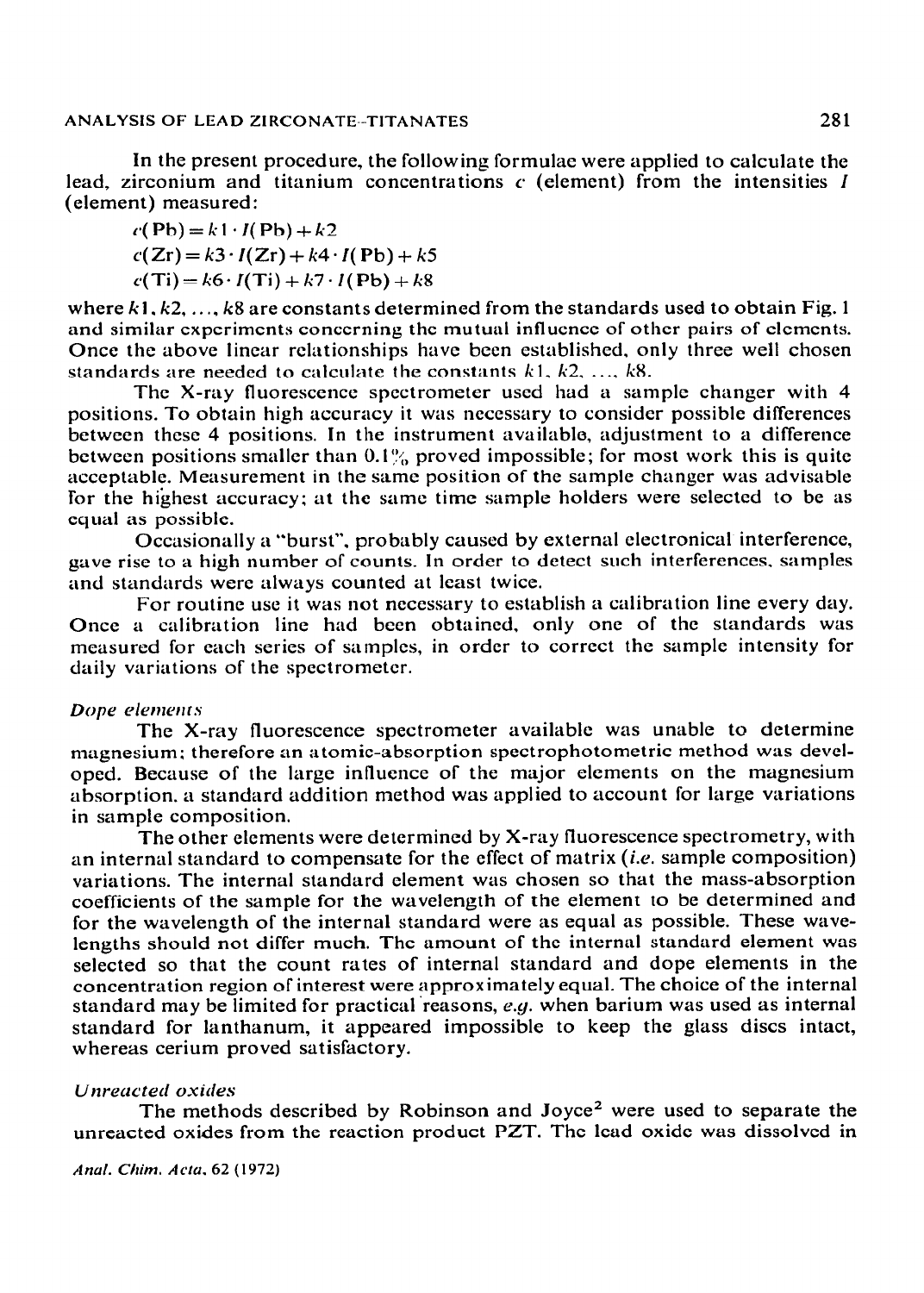In the present procedure, the following formulae were applied to calculate the lead, zirconium and titanium concentrations $c$ (element) from the intensities $I$ (element) measured:

$$c(\mathrm{Pb}) = k1 \cdot I(\mathrm{Pb}) + k2$$

$$c(\mathrm{Zr}) = k3 \cdot I(\mathrm{Zr}) + k4 \cdot I(\mathrm{Pb}) + k5$$

$$c(\mathrm{Ti}) = k6 \cdot I(\mathrm{Ti}) + k7 \cdot I(\mathrm{Pb}) + k8$$

where $k1, k2, \ldots, k8$ are constants determined from the standards used to obtain Fig. 1 and similar experiments concerning the mutual influence of other pairs of elements. Once the above linear relationships have been established, only three well chosen standards are needed to calculate the constants $k1, k2, \ldots, k8$.

The X-ray fluorescence spectrometer used had a sample changer with 4 positions. To obtain high accuracy it was necessary to consider possible differences between these 4 positions. In the instrument available, adjustment to a difference between positions smaller than 0.1% proved impossible; for most work this is quite acceptable. Measurement in the same position of the sample changer was advisable for the highest accuracy; at the same time sample holders were selected to be as equal as possible.

Occasionally a "burst", probably caused by external electronical interference, gave rise to a high number of counts. In order to detect such interferences, samples and standards were always counted at least twice.

For routine use it was not necessary to establish a calibration line every day. Once a calibration line had been obtained, only one of the standards was measured for each series of samples, in order to correct the sample intensity for daily variations of the spectrometer.

### *Dope elements*

The X-ray fluorescence spectrometer available was unable to determine magnesium; therefore an atomic-absorption spectrophotometric method was developed. Because of the large influence of the major elements on the magnesium absorption, a standard addition method was applied to account for large variations in sample composition.

The other elements were determined by X-ray fluorescence spectrometry, with an internal standard to compensate for the effect of matrix (*i.e.* sample composition) variations. The internal standard element was chosen so that the mass-absorption coefficients of the sample for the wavelength of the element to be determined and for the wavelength of the internal standard were as equal as possible. These wavelengths should not differ much. The amount of the internal standard element was selected so that the count rates of internal standard and dope elements in the concentration region of interest were approximately equal. The choice of the internal standard may be limited for practical reasons, *e.g.* when barium was used as internal standard for lanthanum, it appeared impossible to keep the glass discs intact, whereas cerium proved satisfactory.

### *Unreacted oxides*

The methods described by Robinson and Joyce[2] were used to separate the unreacted oxides from the reaction product PZT. The lead oxide was dissolved in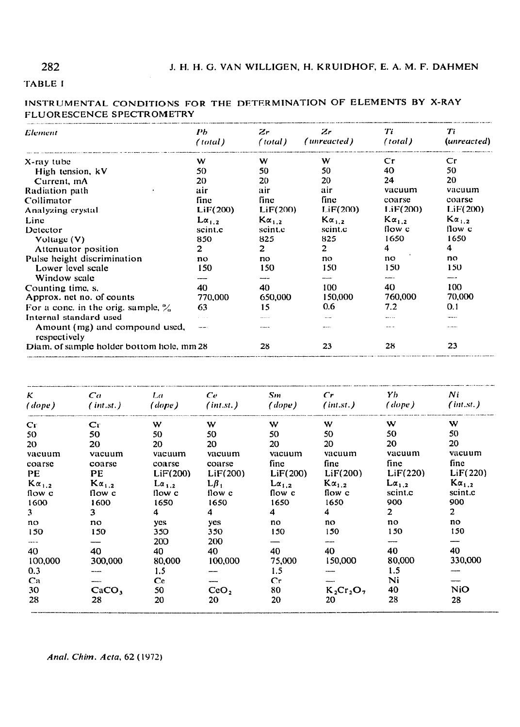TABLE I

INSTRUMENTAL CONDITIONS FOR THE DETERMINATION OF ELEMENTS BY X-RAY FLUORESCENCE SPECTROMETRY

| *Element* | *Pb* (*total*) | *Zr* (*total*) | *Zr* (*unreacted*) | *Ti* (*total*) | *Ti* (*unreacted*) |
|---|---|---|---|---|---|
| X-ray tube | W | W | W | Cr | Cr |
| High tension, kV | 50 | 50 | 50 | 40 | 50 |
| Current, mA | 20 | 20 | 20 | 24 | 20 |
| Radiation path | air | air | air | vacuum | vacuum |
| Collimator | fine | fine | fine | coarse | coarse |
| Analyzing crystal | LiF(200) | LiF(200) | LiF(200) | LiF(200) | LiF(200) |
| Line | $L\alpha_{1,2}$ | $K\alpha_{1,2}$ | $K\alpha_{1,2}$ | $K\alpha_{1,2}$ | $K\alpha_{1,2}$ |
| Detector | scint.c | scint.c | scint.c | flow c | flow c |
| Voltage (V) | 850 | 825 | 825 | 1650 | 1650 |
| Attenuator position | 2 | 2 | 2 | 4 | 4 |
| Pulse height discrimination | no | no | no | no | no |
| Lower level scale | 150 | 150 | 150 | 150 | 150 |
| Window scale | — | — | — | — | — |
| Counting time, s. | 40 | 40 | 100 | 40 | 100 |
| Approx. net no. of counts | 770,000 | 650,000 | 150,000 | 760,000 | 70,000 |
| For a conc. in the orig. sample, % | 63 | 15 | 0.6 | 7.2 | 0.1 |
| Internal standard used | — | — | — | — | — |
| Amount (mg) and compound used, respectively | — | — | — | — | — |
| Diam. of sample holder bottom hole, mm | 28 | 28 | 23 | 28 | 23 |

| *Element* | *K* (*dope*) | *Ca* (*int.st.*) | *La* (*dope*) | *Ce* (*int.st.*) | *Sm* (*dope*) | *Cr* (*int.st.*) | *Yb* (*dope*) | *Ni* (*int.st.*) |
|---|---|---|---|---|---|---|---|---|
| X-ray tube | Cr | Cr | W | W | W | W | W | W |
| High tension, kV | 50 | 50 | 50 | 50 | 50 | 50 | 50 | 50 |
| Current, mA | 20 | 20 | 20 | 20 | 20 | 20 | 20 | 20 |
| Radiation path | vacuum | vacuum | vacuum | vacuum | vacuum | vacuum | vacuum | vacuum |
| Collimator | coarse | coarse | coarse | coarse | fine | fine | fine | fine |
| Analyzing crystal | PE | PE | LiF(200) | LiF(200) | LiF(200) | LiF(200) | LiF(220) | LiF(220) |
| Line | $K\alpha_{1,2}$ | $K\alpha_{1,2}$ | $L\alpha_{1,2}$ | $L\beta_1$ | $L\alpha_{1,2}$ | $K\alpha_{1,2}$ | $L\alpha_{1,2}$ | $K\alpha_{1,2}$ |
| Detector | flow c | flow c | flow c | flow c | flow c | flow c | scint.c | scint.c |
| Voltage (V) | 1600 | 1600 | 1650 | 1650 | 1650 | 1650 | 900 | 900 |
| Attenuator position | 3 | 3 | 4 | 4 | 4 | 4 | 2 | 2 |
| Pulse height discrimination | no | no | yes | yes | no | no | no | no |
| Lower level scale | 150 | 150 | 350 | 350 | 150 | 150 | 150 | 150 |
| Window scale | — | — | 200 | 200 | — | — | — | — |
| Counting time, s. | 40 | 40 | 40 | 40 | 40 | 40 | 40 | 40 |
| Approx. net no. of counts | 100,000 | 300,000 | 80,000 | 100,000 | 75,000 | 150,000 | 80,000 | 330,000 |
| For a conc. in the orig. sample, % | 0.3 | — | 1.5 | — | 1.5 | — | 1.5 | — |
| Internal standard used | Ca | — | Ce | — | Cr | — | Ni | — |
| Amount (mg) and compound used, respectively | 30 | $CaCO_3$ | 50 | $CeO_2$ | 80 | $K_2Cr_2O_7$ | 40 | NiO |
| Diam. of sample holder bottom hole, mm | 28 | 28 | 20 | 20 | 20 | 20 | 28 | 28 |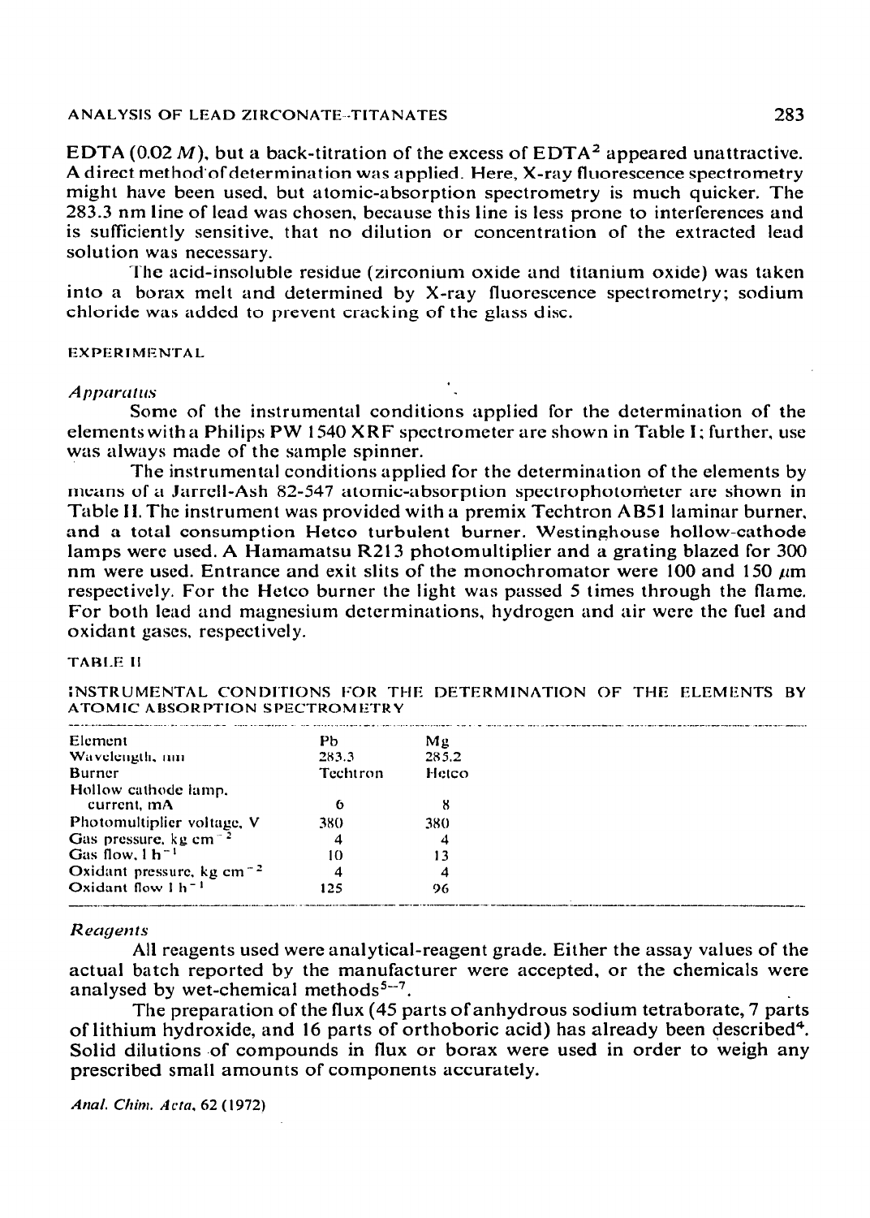EDTA (0.02 $M$), but a back-titration of the excess of EDTA[2] appeared unattractive. A direct method of determination was applied. Here, X-ray fluorescence spectrometry might have been used, but atomic-absorption spectrometry is much quicker. The 283.3 nm line of lead was chosen, because this line is less prone to interferences and is sufficiently sensitive, that no dilution or concentration of the extracted lead solution was necessary.

The acid-insoluble residue (zirconium oxide and titanium oxide) was taken into a borax melt and determined by X-ray fluorescence spectrometry; sodium chloride was added to prevent cracking of the glass disc.

## EXPERIMENTAL

### *Apparatus*

Some of the instrumental conditions applied for the determination of the elements with a Philips PW 1540 XRF spectrometer are shown in Table I; further, use was always made of the sample spinner.

The instrumental conditions applied for the determination of the elements by means of a Jarrell-Ash 82-547 atomic-absorption spectrophotometer are shown in Table II. The instrument was provided with a premix Techtron AB51 laminar burner, and a total consumption Hetco turbulent burner. Westinghouse hollow-cathode lamps were used. A Hamamatsu R213 photomultiplier and a grating blazed for 300 nm were used. Entrance and exit slits of the monochromator were 100 and 150 $\mu$m respectively. For the Hetco burner the light was passed 5 times through the flame. For both lead and magnesium determinations, hydrogen and air were the fuel and oxidant gases, respectively.

TABLE II

INSTRUMENTAL CONDITIONS FOR THE DETERMINATION OF THE ELEMENTS BY ATOMIC ABSORPTION SPECTROMETRY

| Element | Pb | Mg |
|---|---|---|
| Wavelength, nm | 283.3 | 285.2 |
| Burner | Techtron | Hetco |
| Hollow cathode lamp. current, mA | 6 | 8 |
| Photomultiplier voltage, V | 380 | 380 |
| Gas pressure, kg cm$^{-2}$ | 4 | 4 |
| Gas flow, l h$^{-1}$ | 10 | 13 |
| Oxidant pressure, kg cm$^{-2}$ | 4 | 4 |
| Oxidant flow l h$^{-1}$ | 125 | 96 |

### *Reagents*

All reagents used were analytical-reagent grade. Either the assay values of the actual batch reported by the manufacturer were accepted, or the chemicals were analysed by wet-chemical methods[5–7].

The preparation of the flux (45 parts of anhydrous sodium tetraborate, 7 parts of lithium hydroxide, and 16 parts of orthoboric acid) has already been described[4]. Solid dilutions of compounds in flux or borax were used in order to weigh any prescribed small amounts of components accurately.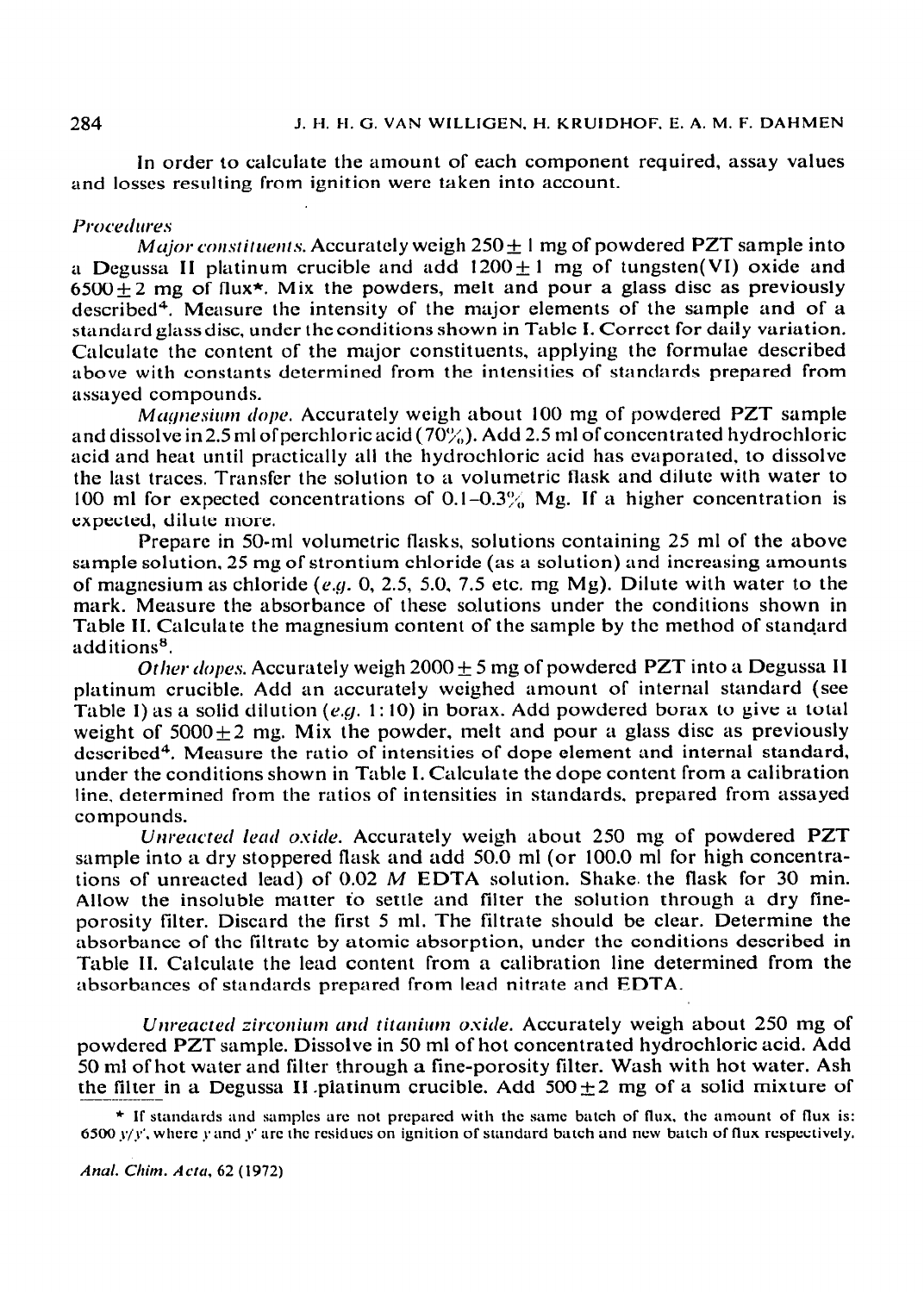In order to calculate the amount of each component required, assay values and losses resulting from ignition were taken into account.

### *Procedures*

*Major constituents.* Accurately weigh $250 \pm 1$ mg of powdered PZT sample into a Degussa II platinum crucible and add $1200 \pm 1$ mg of tungsten(VI) oxide and $6500 \pm 2$ mg of flux*. Mix the powders, melt and pour a glass disc as previously described[4]. Measure the intensity of the major elements of the sample and of a standard glass disc, under the conditions shown in Table I. Correct for daily variation. Calculate the content of the major constituents, applying the formulae described above with constants determined from the intensities of standards prepared from assayed compounds.

*Magnesium dope.* Accurately weigh about 100 mg of powdered PZT sample and dissolve in 2.5 ml of perchloric acid (70%). Add 2.5 ml of concentrated hydrochloric acid and heat until practically all the hydrochloric acid has evaporated, to dissolve the last traces. Transfer the solution to a volumetric flask and dilute with water to 100 ml for expected concentrations of 0.1–0.3% Mg. If a higher concentration is expected, dilute more.

Prepare in 50-ml volumetric flasks, solutions containing 25 ml of the above sample solution, 25 mg of strontium chloride (as a solution) and increasing amounts of magnesium as chloride (*e.g.* 0, 2.5, 5.0, 7.5 etc. mg Mg). Dilute with water to the mark. Measure the absorbance of these solutions under the conditions shown in Table II. Calculate the magnesium content of the sample by the method of standard additions[8].

*Other dopes.* Accurately weigh $2000 \pm 5$ mg of powdered PZT into a Degussa II platinum crucible. Add an accurately weighed amount of internal standard (see Table I) as a solid dilution (*e.g.* 1:10) in borax. Add powdered borax to give a total weight of $5000 \pm 2$ mg. Mix the powder, melt and pour a glass disc as previously described[4]. Measure the ratio of intensities of dope element and internal standard, under the conditions shown in Table I. Calculate the dope content from a calibration line, determined from the ratios of intensities in standards, prepared from assayed compounds.

*Unreacted lead oxide.* Accurately weigh about 250 mg of powdered PZT sample into a dry stoppered flask and add 50.0 ml (or 100.0 ml for high concentrations of unreacted lead) of 0.02 *M* EDTA solution. Shake the flask for 30 min. Allow the insoluble matter to settle and filter the solution through a dry fine-porosity filter. Discard the first 5 ml. The filtrate should be clear. Determine the absorbance of the filtrate by atomic absorption, under the conditions described in Table II. Calculate the lead content from a calibration line determined from the absorbances of standards prepared from lead nitrate and EDTA.

*Unreacted zirconium and titanium oxide.* Accurately weigh about 250 mg of powdered PZT sample. Dissolve in 50 ml of hot concentrated hydrochloric acid. Add 50 ml of hot water and filter through a fine-porosity filter. Wash with hot water. Ash the filter in a Degussa II platinum crucible. Add $500 \pm 2$ mg of a solid mixture of

\* If standards and samples are not prepared with the same batch of flux, the amount of flux is: $6500\, y/y'$, where $y$ and $y'$ are the residues on ignition of standard batch and new batch of flux respectively.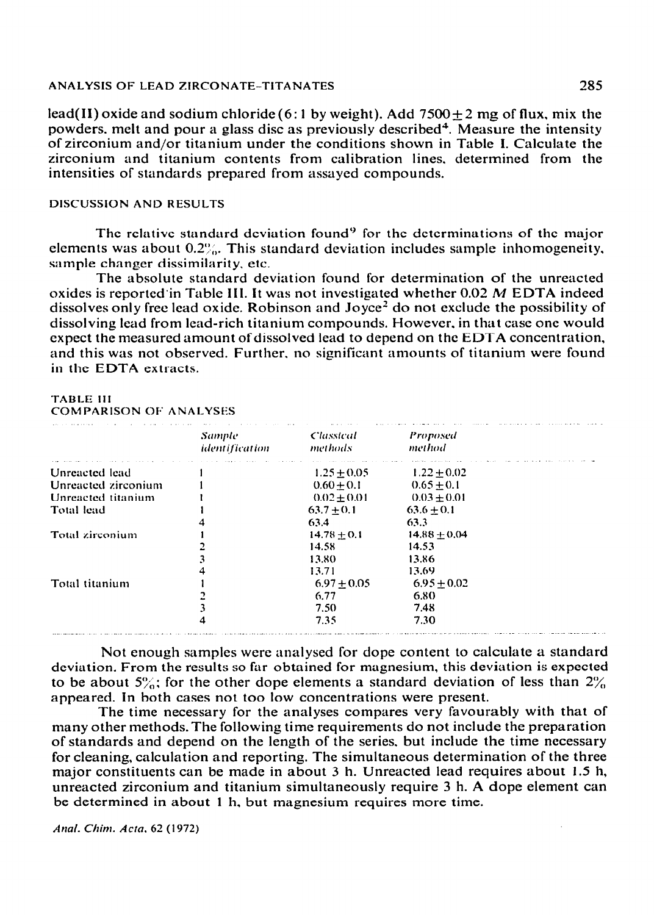lead(II) oxide and sodium chloride (6:1 by weight). Add 7500 ± 2 mg of flux, mix the powders, melt and pour a glass disc as previously described[4]. Measure the intensity of zirconium and/or titanium under the conditions shown in Table I. Calculate the zirconium and titanium contents from calibration lines, determined from the intensities of standards prepared from assayed compounds.

## DISCUSSION AND RESULTS

The relative standard deviation found[9] for the determinations of the major elements was about 0.2%. This standard deviation includes sample inhomogeneity, sample changer dissimilarity, etc.

The absolute standard deviation found for determination of the unreacted oxides is reported in Table III. It was not investigated whether 0.02 *M* EDTA indeed dissolves only free lead oxide. Robinson and Joyce[2] do not exclude the possibility of dissolving lead from lead-rich titanium compounds. However, in that case one would expect the measured amount of dissolved lead to depend on the EDTA concentration, and this was not observed. Further, no significant amounts of titanium were found in the EDTA extracts.

TABLE III
COMPARISON OF ANALYSES

| | *Sample identification* | *Classical methods* | *Proposed method* |
|---|---|---|---|
| Unreacted lead | 1 | 1.25 ± 0.05 | 1.22 ± 0.02 |
| Unreacted zirconium | 1 | 0.60 ± 0.1 | 0.65 ± 0.1 |
| Unreacted titanium | 1 | 0.02 ± 0.01 | 0.03 ± 0.01 |
| Total lead | 1 | 63.7 ± 0.1 | 63.6 ± 0.1 |
| | 4 | 63.4 | 63.3 |
| Total zirconium | 1 | 14.78 ± 0.1 | 14.88 ± 0.04 |
| | 2 | 14.58 | 14.53 |
| | 3 | 13.80 | 13.86 |
| | 4 | 13.71 | 13.69 |
| Total titanium | 1 | 6.97 ± 0.05 | 6.95 ± 0.02 |
| | 2 | 6.77 | 6.80 |
| | 3 | 7.50 | 7.48 |
| | 4 | 7.35 | 7.30 |

Not enough samples were analysed for dope content to calculate a standard deviation. From the results so far obtained for magnesium, this deviation is expected to be about 5%; for the other dope elements a standard deviation of less than 2% appeared. In both cases not too low concentrations were present.

The time necessary for the analyses compares very favourably with that of many other methods. The following time requirements do not include the preparation of standards and depend on the length of the series, but include the time necessary for cleaning, calculation and reporting. The simultaneous determination of the three major constituents can be made in about 3 h. Unreacted lead requires about 1.5 h, unreacted zirconium and titanium simultaneously require 3 h. A dope element can be determined in about 1 h, but magnesium requires more time.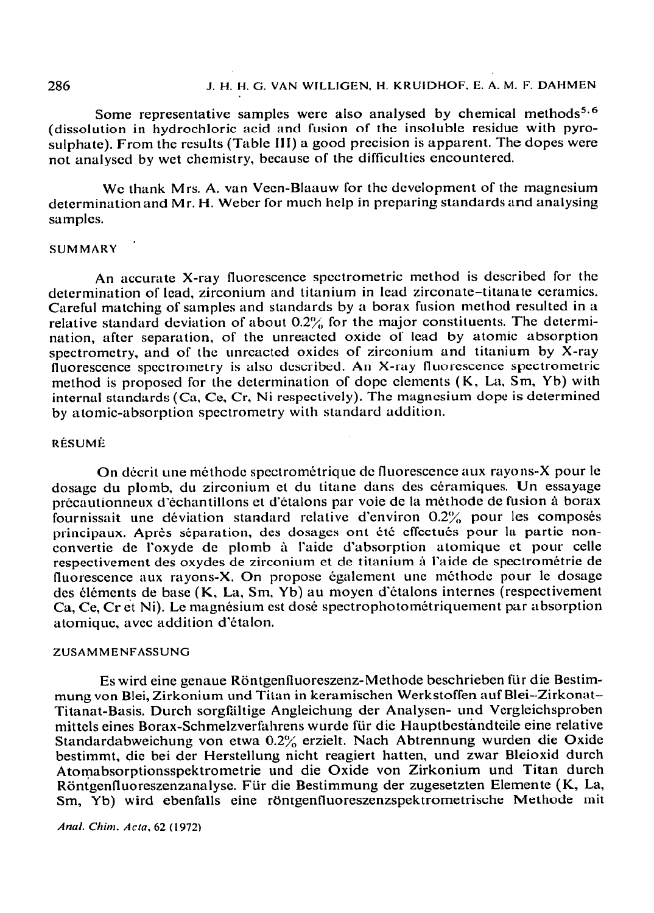Some representative samples were also analysed by chemical methods[5,6] (dissolution in hydrochloric acid and fusion of the insoluble residue with pyrosulphate). From the results (Table III) a good precision is apparent. The dopes were not analysed by wet chemistry, because of the difficulties encountered.

We thank Mrs. A. van Veen-Blaauw for the development of the magnesium determination and Mr. H. Weber for much help in preparing standards and analysing samples.

## SUMMARY

An accurate X-ray fluorescence spectrometric method is described for the determination of lead, zirconium and titanium in lead zirconate–titanate ceramics. Careful matching of samples and standards by a borax fusion method resulted in a relative standard deviation of about 0.2% for the major constituents. The determination, after separation, of the unreacted oxide of lead by atomic absorption spectrometry, and of the unreacted oxides of zirconium and titanium by X-ray fluorescence spectrometry is also described. An X-ray fluorescence spectrometric method is proposed for the determination of dope elements (K, La, Sm, Yb) with internal standards (Ca, Ce, Cr, Ni respectively). The magnesium dope is determined by atomic-absorption spectrometry with standard addition.

## RÉSUMÉ

On décrit une méthode spectrométrique de fluorescence aux rayons-X pour le dosage du plomb, du zirconium et du titane dans des céramiques. Un essayage précautionneux d'échantillons et d'étalons par voie de la méthode de fusion à borax fournissait une déviation standard relative d'environ 0.2% pour les composés principaux. Après séparation, des dosages ont été effectués pour la partie non-convertie de l'oxyde de plomb à l'aide d'absorption atomique et pour celle respectivement des oxydes de zirconium et de titanium à l'aide de spectrométrie de fluorescence aux rayons-X. On propose également une méthode pour le dosage des éléments de base (K, La, Sm, Yb) au moyen d'étalons internes (respectivement Ca, Ce, Cr et Ni). Le magnésium est dosé spectrophotométriquement par absorption atomique, avec addition d'étalon.

## ZUSAMMENFASSUNG

Es wird eine genaue Röntgenfluoreszenz-Methode beschrieben für die Bestimmung von Blei, Zirkonium und Titan in keramischen Werkstoffen auf Blei–Zirkonat–Titanat-Basis. Durch sorgfältige Angleichung der Analysen- und Vergleichsproben mittels eines Borax-Schmelzverfahrens wurde für die Hauptbestandteile eine relative Standardabweichung von etwa 0.2% erzielt. Nach Abtrennung wurden die Oxide bestimmt, die bei der Herstellung nicht reagiert hatten, und zwar Bleioxid durch Atomabsorptionsspektrometrie und die Oxide von Zirkonium und Titan durch Röntgenfluoreszenzanalyse. Für die Bestimmung der zugesetzten Elemente (K, La, Sm, Yb) wird ebenfalls eine röntgenfluoreszenzspektrometrische Methode mit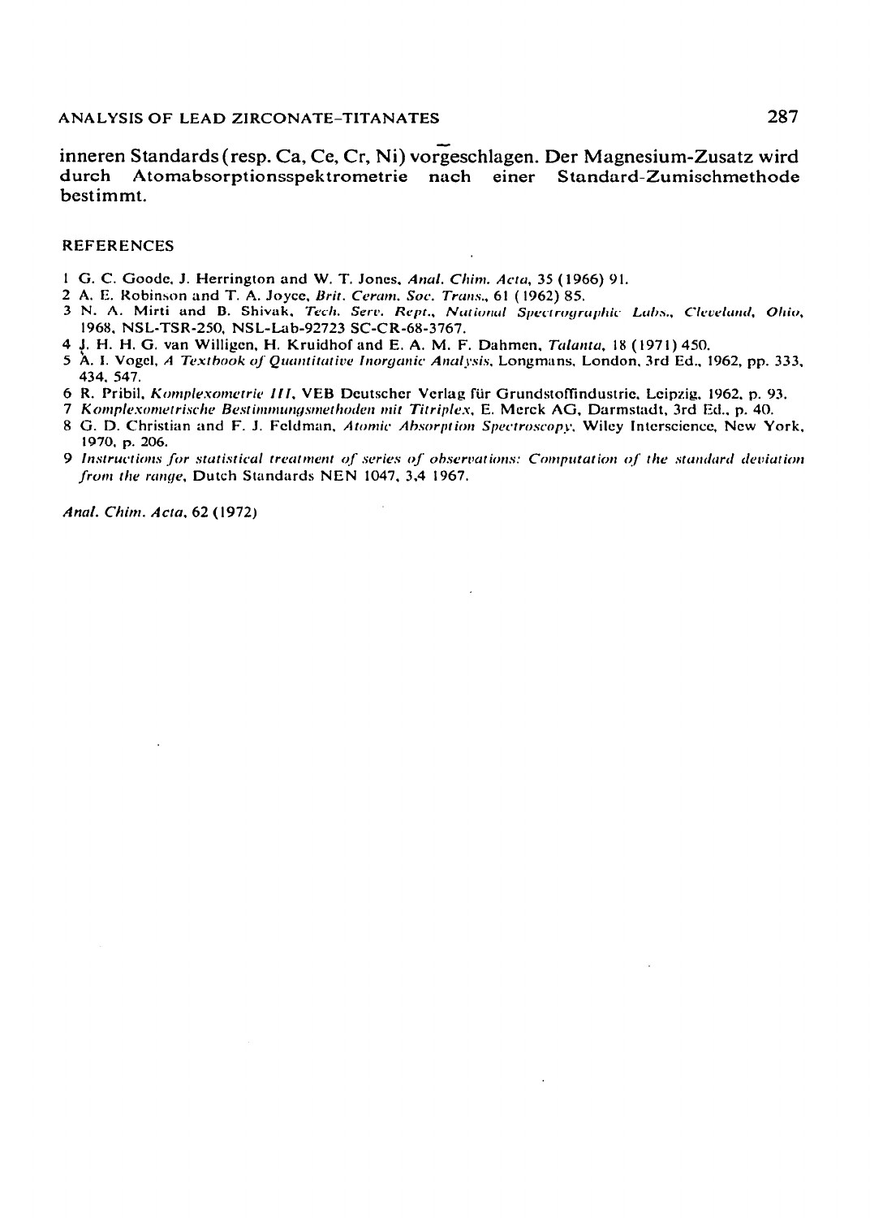inneren Standards (resp. Ca, Ce, Cr, Ni) vorgeschlagen. Der Magnesium-Zusatz wird durch Atomabsorptionsspektrometrie nach einer Standard-Zumischmethode bestimmt.

## REFERENCES

1 G. C. Goode, J. Herrington and W. T. Jones, *Anal. Chim. Acta*, 35 (1966) 91.
2 A. E. Robinson and T. A. Joyce, *Brit. Ceram. Soc. Trans.*, 61 (1962) 85.
3 N. A. Mirti and B. Shivak, *Tech. Serv. Rept., National Spectrographic Labs., Cleveland, Ohio*, 1968, NSL-TSR-250, NSL-Lab-92723 SC-CR-68-3767.
4 J. H. H. G. van Willigen, H. Kruidhof and E. A. M. F. Dahmen, *Talanta*, 18 (1971) 450.
5 A. I. Vogel, *A Textbook of Quantitative Inorganic Analysis*, Longmans, London, 3rd Ed., 1962, pp. 333, 434, 547.
6 R. Pribil, *Komplexometrie III*, VEB Deutscher Verlag für Grundstoffindustrie, Leipzig, 1962, p. 93.
7 *Komplexometrische Bestimmungsmethoden mit Titriplex*, E. Merck AG, Darmstadt, 3rd Ed., p. 40.
8 G. D. Christian and F. J. Feldman, *Atomic Absorption Spectroscopy*, Wiley Interscience, New York, 1970, p. 206.
9 *Instructions for statistical treatment of series of observations: Computation of the standard deviation from the range*, Dutch Standards NEN 1047, 3,4 1967.